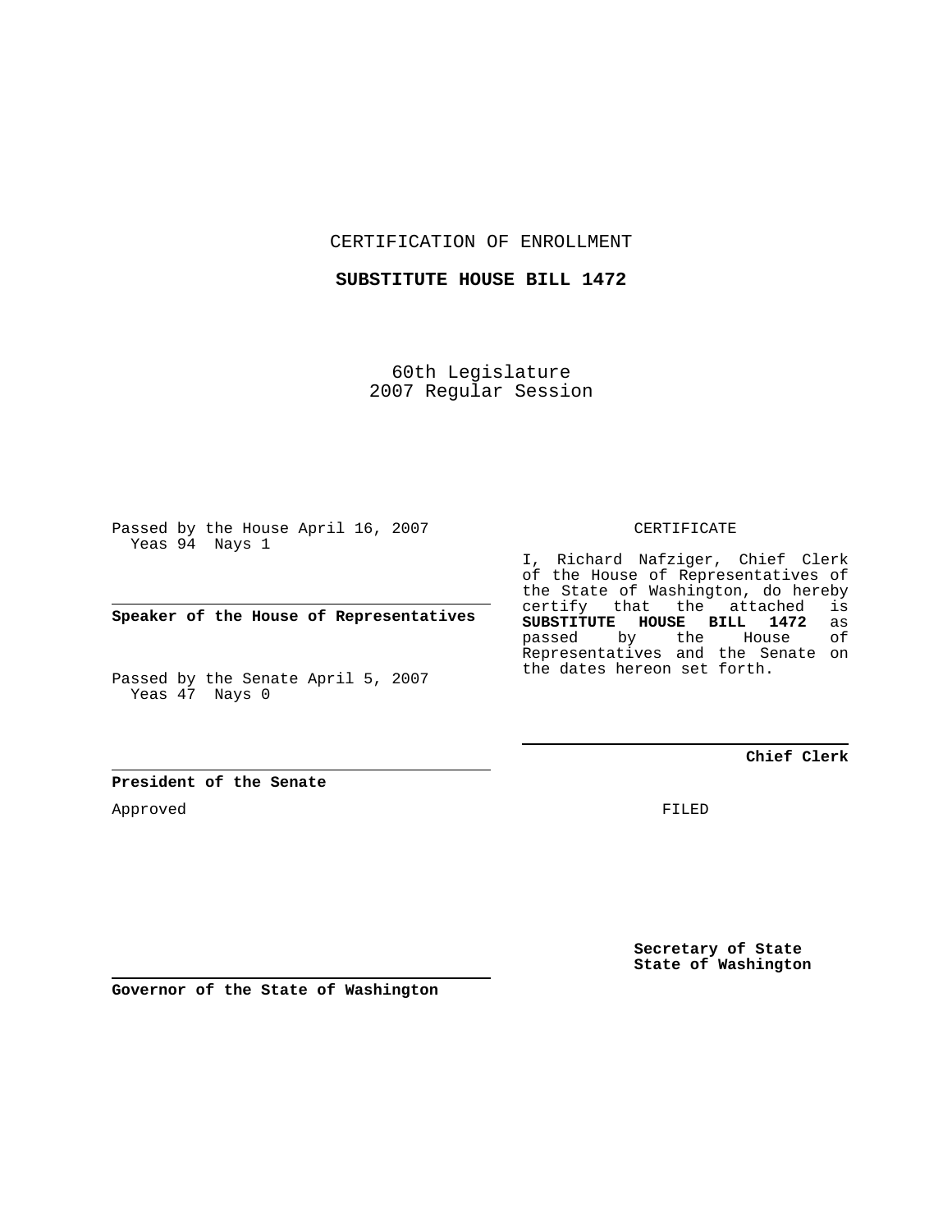CERTIFICATION OF ENROLLMENT

**SUBSTITUTE HOUSE BILL 1472**

60th Legislature
2007 Regular Session

Passed by the House April 16, 2007
Yeas 94 Nays 1

**Speaker of the House of Representatives**

Passed by the Senate April 5, 2007
Yeas 47 Nays 0

**President of the Senate**

Approved

**Governor of the State of Washington**

CERTIFICATE

I, Richard Nafziger, Chief Clerk of the House of Representatives of the State of Washington, do hereby certify that the attached is **SUBSTITUTE HOUSE BILL 1472** as passed by the House of Representatives and the Senate on the dates hereon set forth.

**Chief Clerk**

FILED

**Secretary of State**
**State of Washington**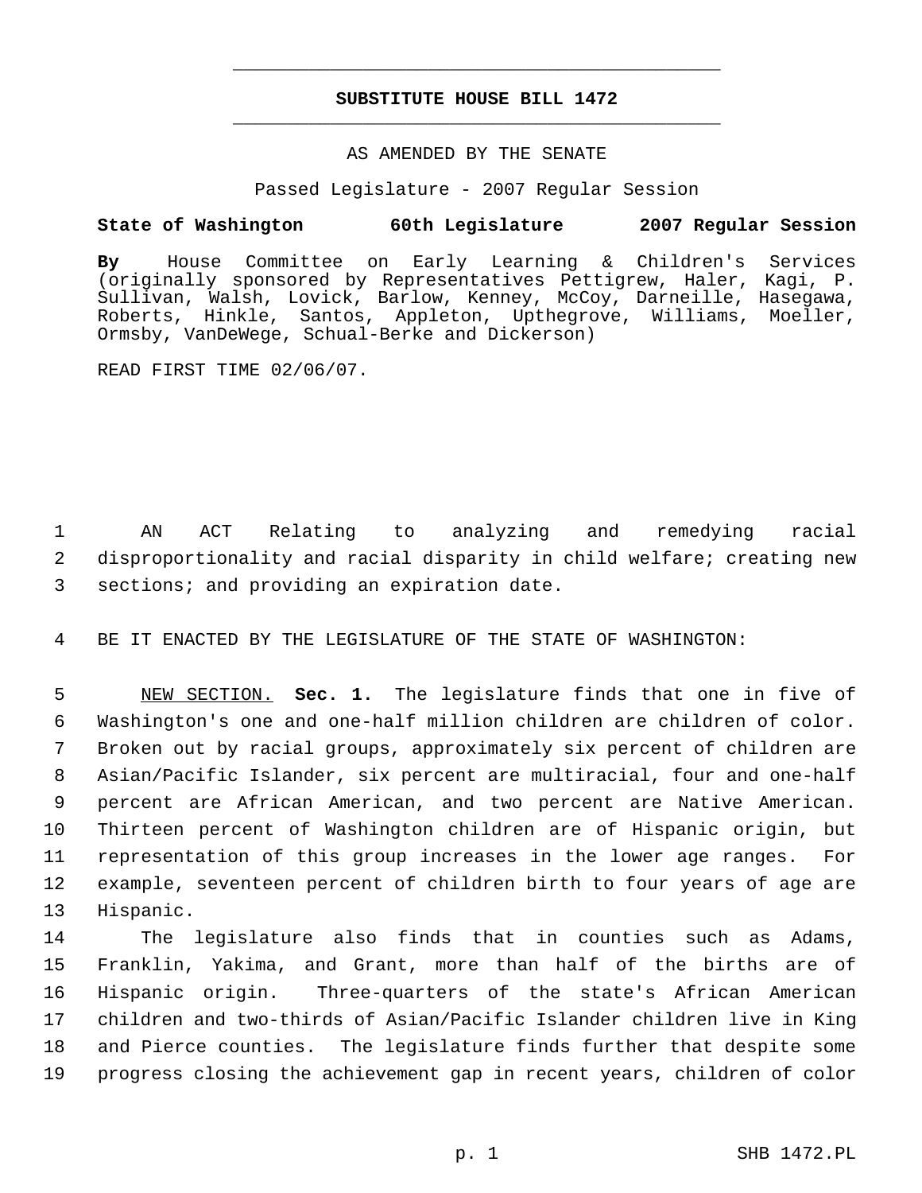# SUBSTITUTE HOUSE BILL 1472

AS AMENDED BY THE SENATE

Passed Legislature - 2007 Regular Session

**State of Washington 60th Legislature 2007 Regular Session**

**By** House Committee on Early Learning & Children's Services (originally sponsored by Representatives Pettigrew, Haler, Kagi, P. Sullivan, Walsh, Lovick, Barlow, Kenney, McCoy, Darneille, Hasegawa, Roberts, Hinkle, Santos, Appleton, Upthegrove, Williams, Moeller, Ormsby, VanDeWege, Schual-Berke and Dickerson)

READ FIRST TIME 02/06/07.

AN ACT Relating to analyzing and remedying racial disproportionality and racial disparity in child welfare; creating new sections; and providing an expiration date.

BE IT ENACTED BY THE LEGISLATURE OF THE STATE OF WASHINGTON:

NEW SECTION. **Sec. 1.** The legislature finds that one in five of Washington's one and one-half million children are children of color. Broken out by racial groups, approximately six percent of children are Asian/Pacific Islander, six percent are multiracial, four and one-half percent are African American, and two percent are Native American. Thirteen percent of Washington children are of Hispanic origin, but representation of this group increases in the lower age ranges. For example, seventeen percent of children birth to four years of age are Hispanic.

The legislature also finds that in counties such as Adams, Franklin, Yakima, and Grant, more than half of the births are of Hispanic origin. Three-quarters of the state's African American children and two-thirds of Asian/Pacific Islander children live in King and Pierce counties. The legislature finds further that despite some progress closing the achievement gap in recent years, children of color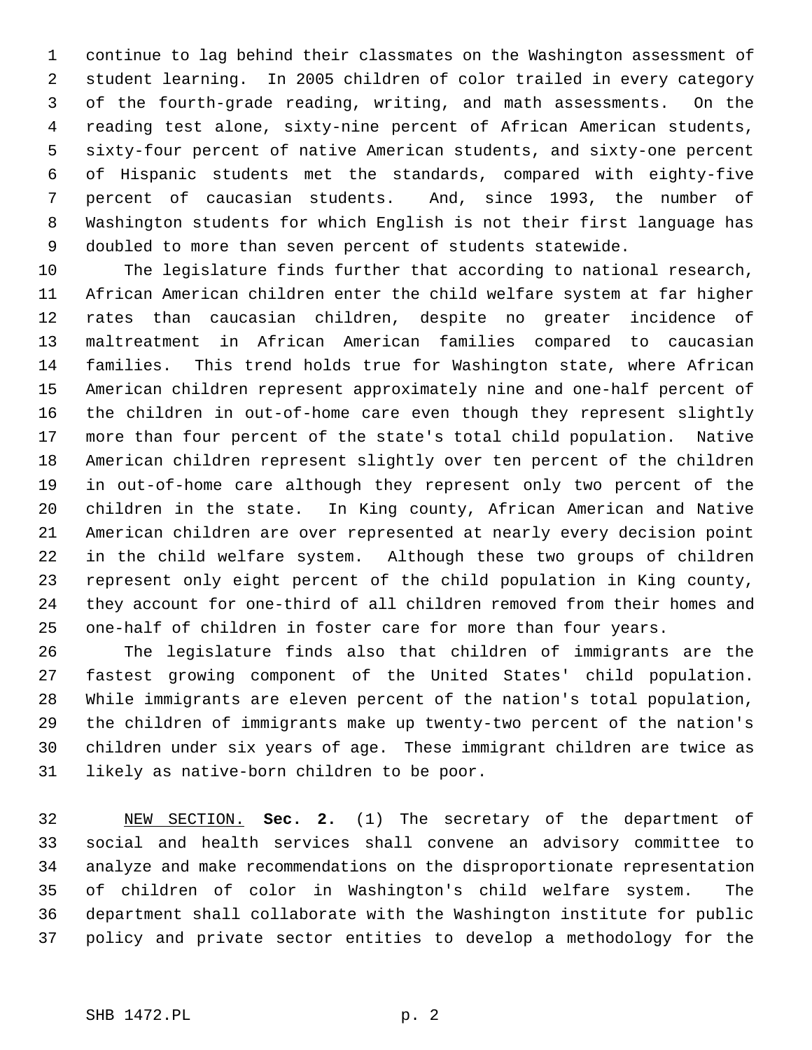continue to lag behind their classmates on the Washington assessment of student learning. In 2005 children of color trailed in every category of the fourth-grade reading, writing, and math assessments. On the reading test alone, sixty-nine percent of African American students, sixty-four percent of native American students, and sixty-one percent of Hispanic students met the standards, compared with eighty-five percent of caucasian students. And, since 1993, the number of Washington students for which English is not their first language has doubled to more than seven percent of students statewide.

The legislature finds further that according to national research, African American children enter the child welfare system at far higher rates than caucasian children, despite no greater incidence of maltreatment in African American families compared to caucasian families. This trend holds true for Washington state, where African American children represent approximately nine and one-half percent of the children in out-of-home care even though they represent slightly more than four percent of the state's total child population. Native American children represent slightly over ten percent of the children in out-of-home care although they represent only two percent of the children in the state. In King county, African American and Native American children are over represented at nearly every decision point in the child welfare system. Although these two groups of children represent only eight percent of the child population in King county, they account for one-third of all children removed from their homes and one-half of children in foster care for more than four years.

The legislature finds also that children of immigrants are the fastest growing component of the United States' child population. While immigrants are eleven percent of the nation's total population, the children of immigrants make up twenty-two percent of the nation's children under six years of age. These immigrant children are twice as likely as native-born children to be poor.

NEW SECTION. **Sec. 2.** (1) The secretary of the department of social and health services shall convene an advisory committee to analyze and make recommendations on the disproportionate representation of children of color in Washington's child welfare system. The department shall collaborate with the Washington institute for public policy and private sector entities to develop a methodology for the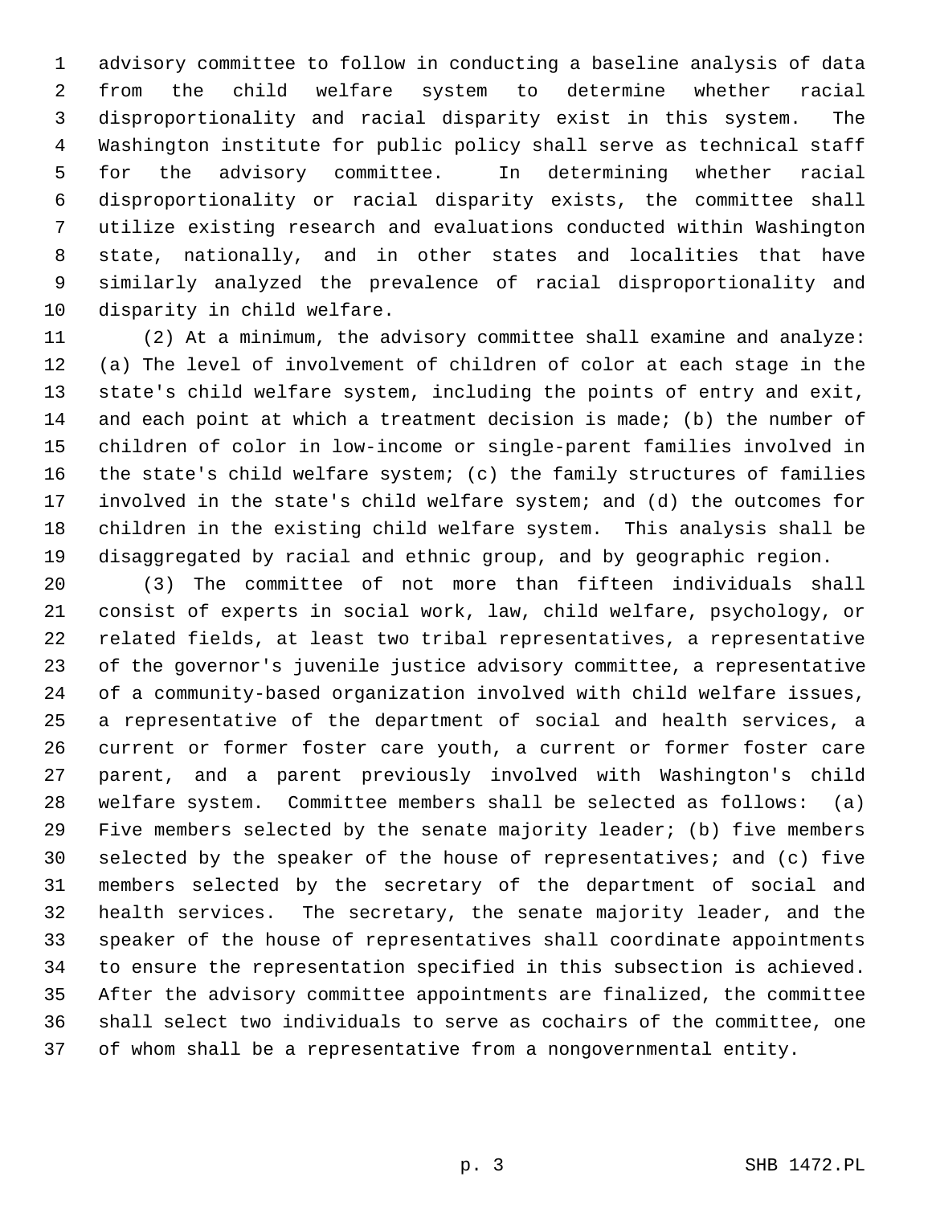advisory committee to follow in conducting a baseline analysis of data from the child welfare system to determine whether racial disproportionality and racial disparity exist in this system. The Washington institute for public policy shall serve as technical staff for the advisory committee. In determining whether racial disproportionality or racial disparity exists, the committee shall utilize existing research and evaluations conducted within Washington state, nationally, and in other states and localities that have similarly analyzed the prevalence of racial disproportionality and disparity in child welfare.

(2) At a minimum, the advisory committee shall examine and analyze: (a) The level of involvement of children of color at each stage in the state's child welfare system, including the points of entry and exit, and each point at which a treatment decision is made; (b) the number of children of color in low-income or single-parent families involved in the state's child welfare system; (c) the family structures of families involved in the state's child welfare system; and (d) the outcomes for children in the existing child welfare system. This analysis shall be disaggregated by racial and ethnic group, and by geographic region.

(3) The committee of not more than fifteen individuals shall consist of experts in social work, law, child welfare, psychology, or related fields, at least two tribal representatives, a representative of the governor's juvenile justice advisory committee, a representative of a community-based organization involved with child welfare issues, a representative of the department of social and health services, a current or former foster care youth, a current or former foster care parent, and a parent previously involved with Washington's child welfare system. Committee members shall be selected as follows: (a) Five members selected by the senate majority leader; (b) five members selected by the speaker of the house of representatives; and (c) five members selected by the secretary of the department of social and health services. The secretary, the senate majority leader, and the speaker of the house of representatives shall coordinate appointments to ensure the representation specified in this subsection is achieved. After the advisory committee appointments are finalized, the committee shall select two individuals to serve as cochairs of the committee, one of whom shall be a representative from a nongovernmental entity.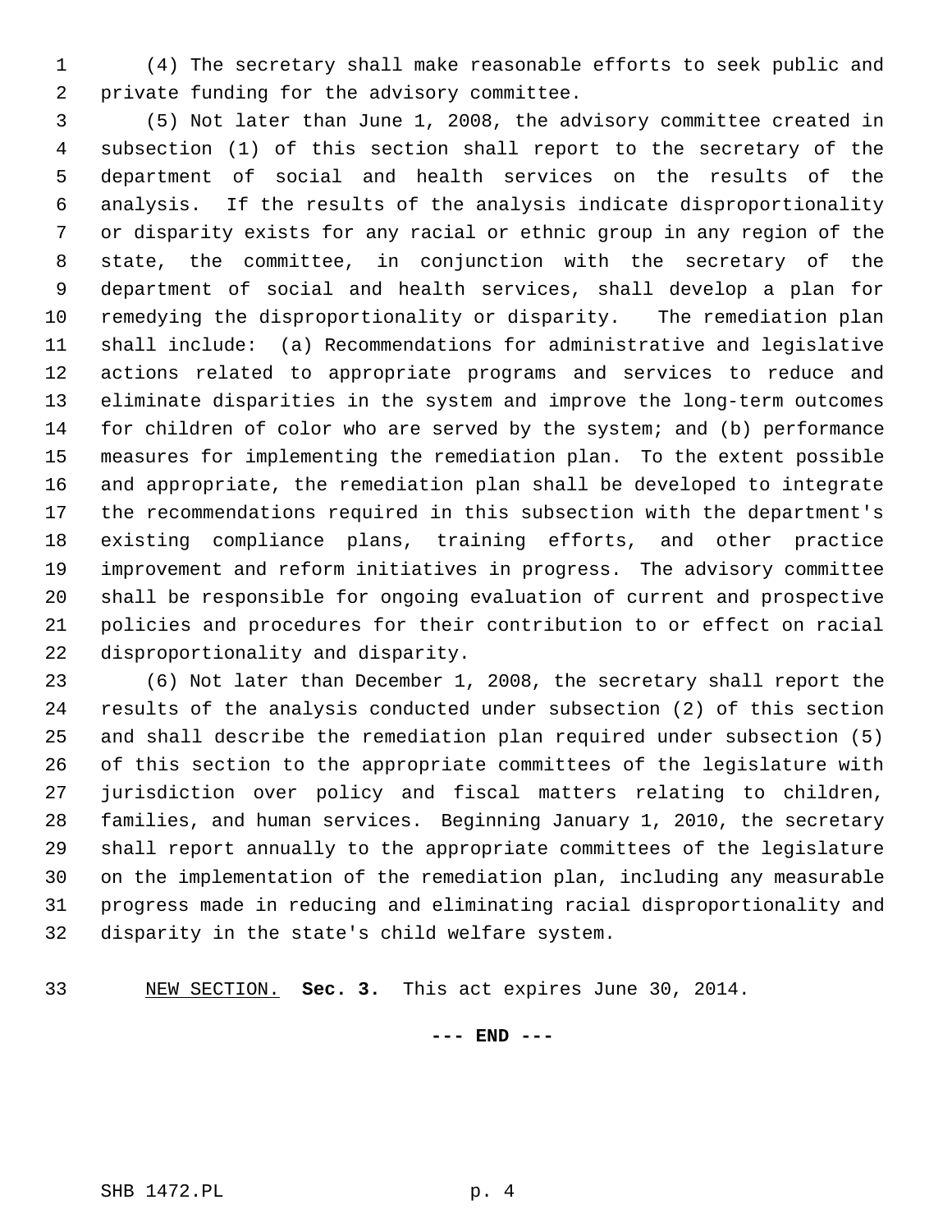(4) The secretary shall make reasonable efforts to seek public and private funding for the advisory committee.

(5) Not later than June 1, 2008, the advisory committee created in subsection (1) of this section shall report to the secretary of the department of social and health services on the results of the analysis. If the results of the analysis indicate disproportionality or disparity exists for any racial or ethnic group in any region of the state, the committee, in conjunction with the secretary of the department of social and health services, shall develop a plan for remedying the disproportionality or disparity. The remediation plan shall include: (a) Recommendations for administrative and legislative actions related to appropriate programs and services to reduce and eliminate disparities in the system and improve the long-term outcomes for children of color who are served by the system; and (b) performance measures for implementing the remediation plan. To the extent possible and appropriate, the remediation plan shall be developed to integrate the recommendations required in this subsection with the department's existing compliance plans, training efforts, and other practice improvement and reform initiatives in progress. The advisory committee shall be responsible for ongoing evaluation of current and prospective policies and procedures for their contribution to or effect on racial disproportionality and disparity.

(6) Not later than December 1, 2008, the secretary shall report the results of the analysis conducted under subsection (2) of this section and shall describe the remediation plan required under subsection (5) of this section to the appropriate committees of the legislature with jurisdiction over policy and fiscal matters relating to children, families, and human services. Beginning January 1, 2010, the secretary shall report annually to the appropriate committees of the legislature on the implementation of the remediation plan, including any measurable progress made in reducing and eliminating racial disproportionality and disparity in the state's child welfare system.

NEW SECTION. **Sec. 3.** This act expires June 30, 2014.

**--- END ---**